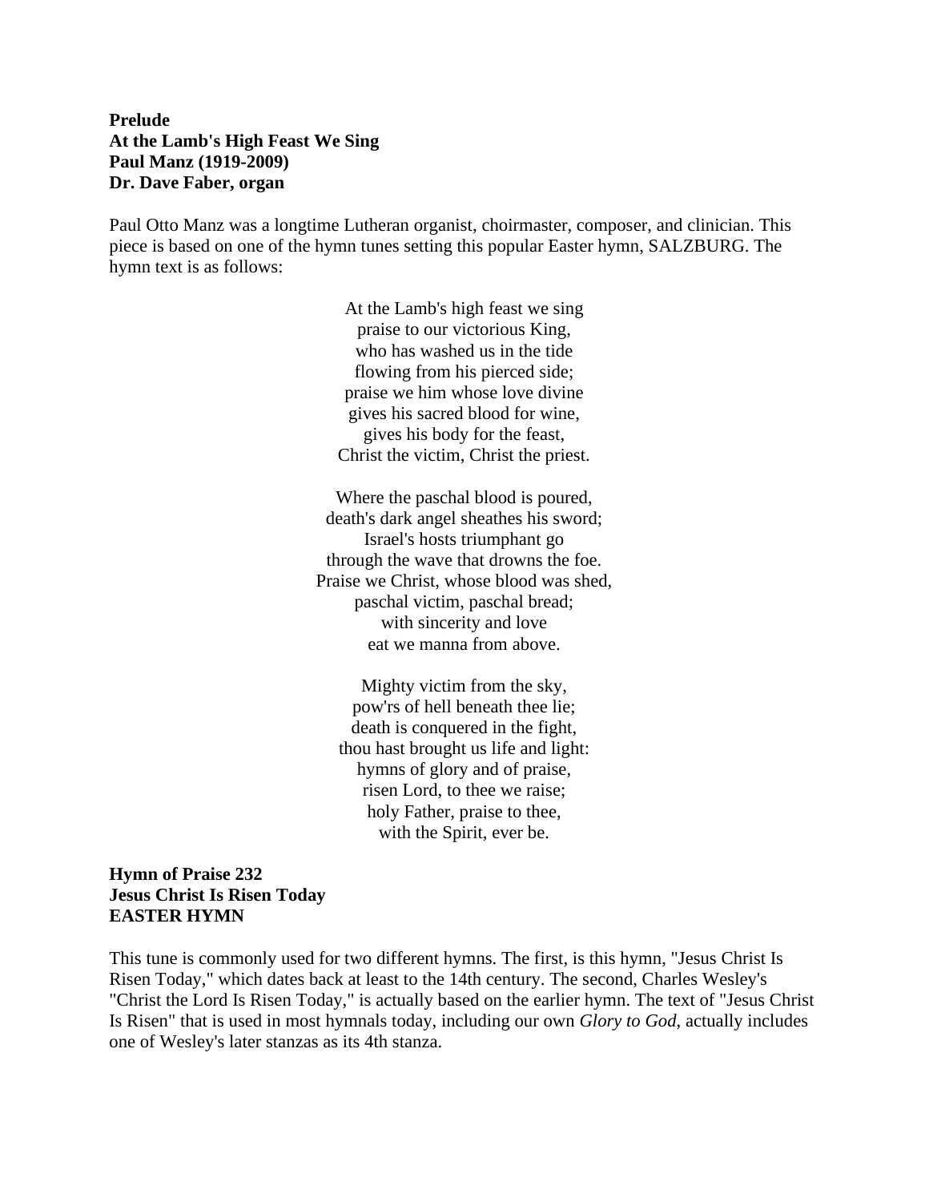**Prelude**
**At the Lamb's High Feast We Sing**
**Paul Manz (1919-2009)**
**Dr. Dave Faber, organ**

Paul Otto Manz was a longtime Lutheran organist, choirmaster, composer, and clinician. This piece is based on one of the hymn tunes setting this popular Easter hymn, SALZBURG. The hymn text is as follows:

At the Lamb's high feast we sing
praise to our victorious King,
who has washed us in the tide
flowing from his pierced side;
praise we him whose love divine
gives his sacred blood for wine,
gives his body for the feast,
Christ the victim, Christ the priest.

Where the paschal blood is poured,
death's dark angel sheathes his sword;
Israel's hosts triumphant go
through the wave that drowns the foe.
Praise we Christ, whose blood was shed,
paschal victim, paschal bread;
with sincerity and love
eat we manna from above.

Mighty victim from the sky,
pow'rs of hell beneath thee lie;
death is conquered in the fight,
thou hast brought us life and light:
hymns of glory and of praise,
risen Lord, to thee we raise;
holy Father, praise to thee,
with the Spirit, ever be.

**Hymn of Praise 232**
**Jesus Christ Is Risen Today**
**EASTER HYMN**

This tune is commonly used for two different hymns. The first, is this hymn, "Jesus Christ Is Risen Today," which dates back at least to the 14th century. The second, Charles Wesley's "Christ the Lord Is Risen Today," is actually based on the earlier hymn. The text of "Jesus Christ Is Risen" that is used in most hymnals today, including our own *Glory to God*, actually includes one of Wesley's later stanzas as its 4th stanza.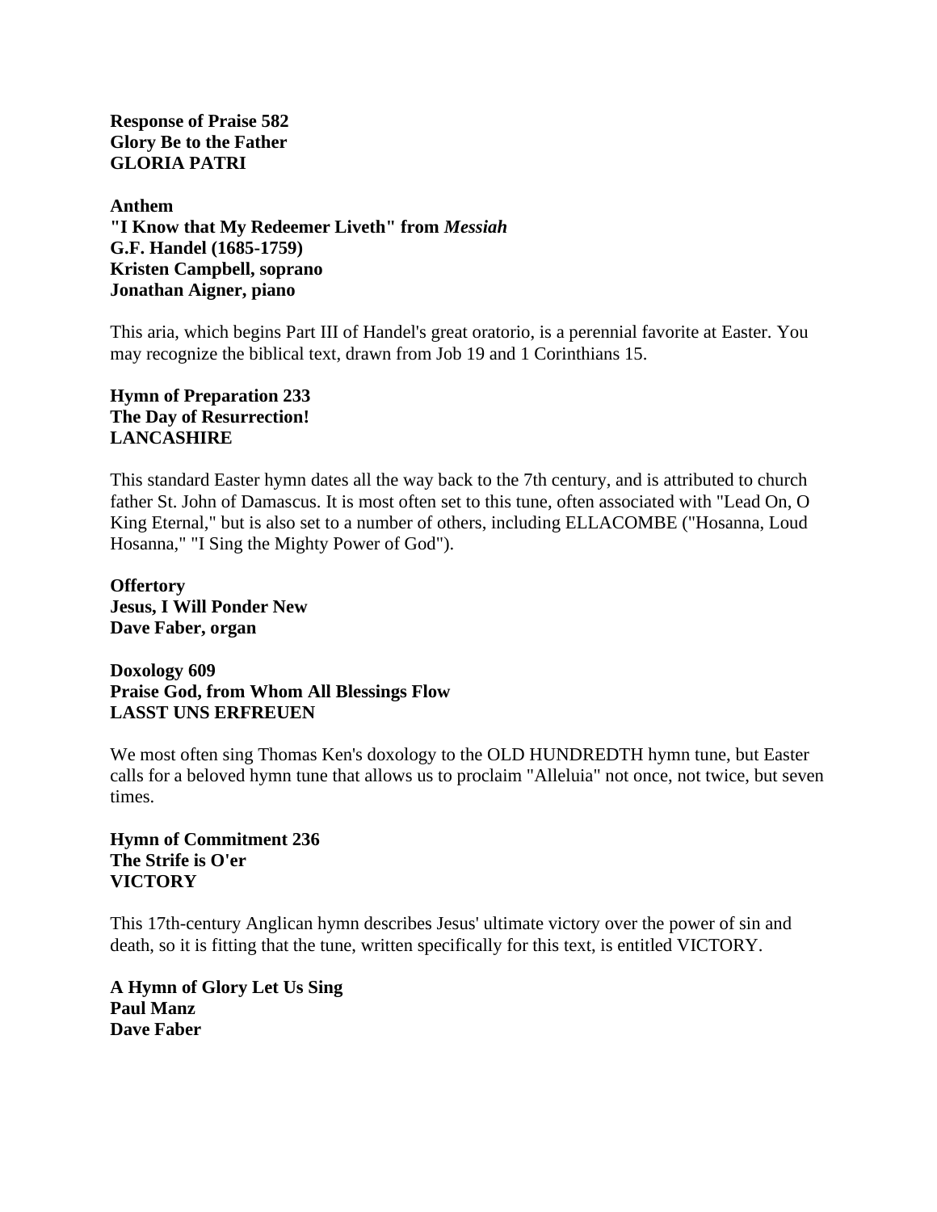**Response of Praise 582**
**Glory Be to the Father**
**GLORIA PATRI**

**Anthem**
**"I Know that My Redeemer Liveth" from *Messiah***
**G.F. Handel (1685-1759)**
**Kristen Campbell, soprano**
**Jonathan Aigner, piano**

This aria, which begins Part III of Handel's great oratorio, is a perennial favorite at Easter. You may recognize the biblical text, drawn from Job 19 and 1 Corinthians 15.

**Hymn of Preparation 233**
**The Day of Resurrection!**
**LANCASHIRE**

This standard Easter hymn dates all the way back to the 7th century, and is attributed to church father St. John of Damascus. It is most often set to this tune, often associated with "Lead On, O King Eternal," but is also set to a number of others, including ELLACOMBE ("Hosanna, Loud Hosanna," "I Sing the Mighty Power of God").

**Offertory**
**Jesus, I Will Ponder New**
**Dave Faber, organ**

**Doxology 609**
**Praise God, from Whom All Blessings Flow**
**LASST UNS ERFREUEN**

We most often sing Thomas Ken's doxology to the OLD HUNDREDTH hymn tune, but Easter calls for a beloved hymn tune that allows us to proclaim "Alleluia" not once, not twice, but seven times.

**Hymn of Commitment 236**
**The Strife is O'er**
**VICTORY**

This 17th-century Anglican hymn describes Jesus' ultimate victory over the power of sin and death, so it is fitting that the tune, written specifically for this text, is entitled VICTORY.

**A Hymn of Glory Let Us Sing**
**Paul Manz**
**Dave Faber**